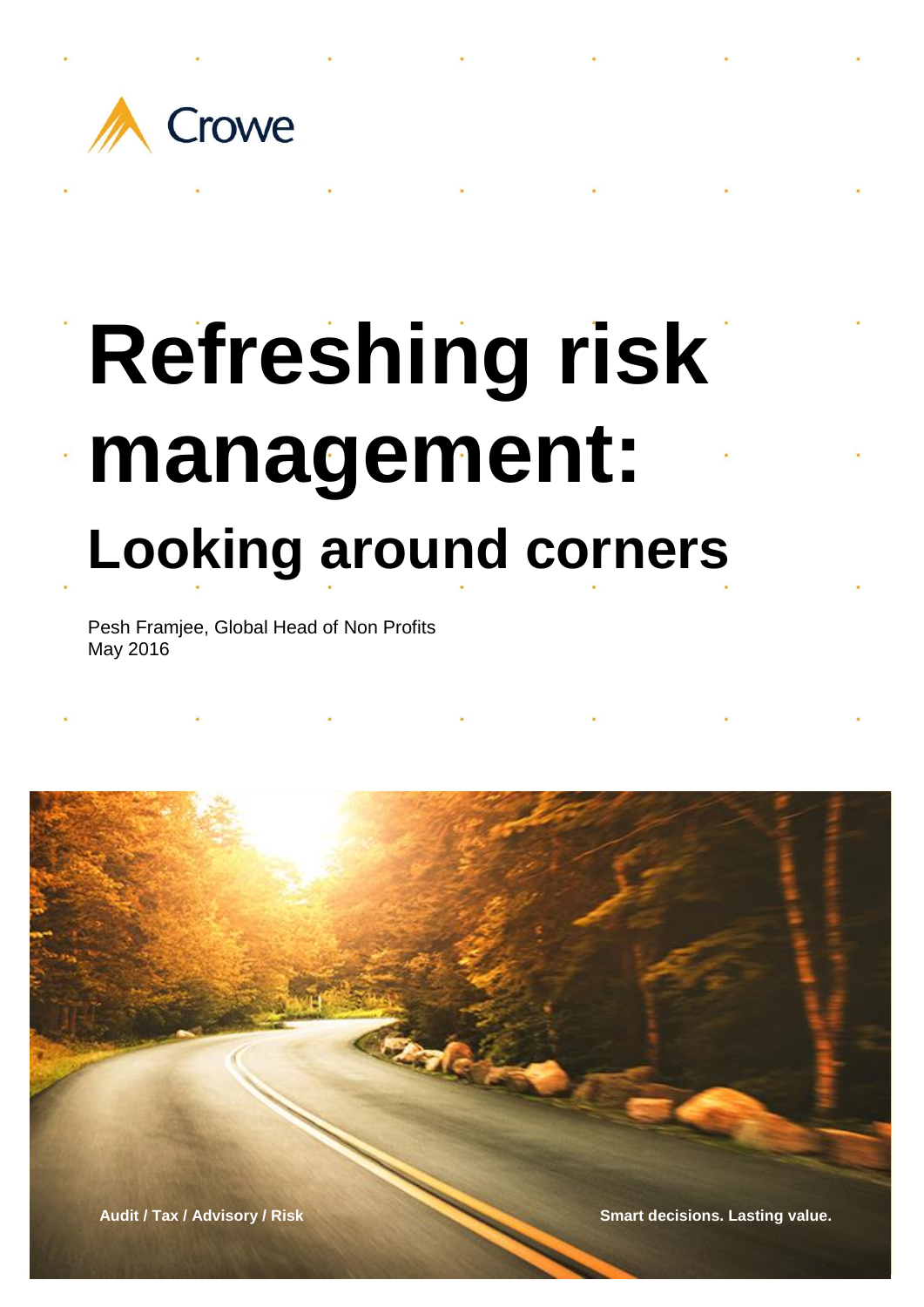Crowe

# Refreshing risk management:

## Looking around corners

Pesh Framjee, Global Head of Non Profits
May 2016

**Audit / Tax / Advisory / Risk**

**Smart decisions. Lasting value.**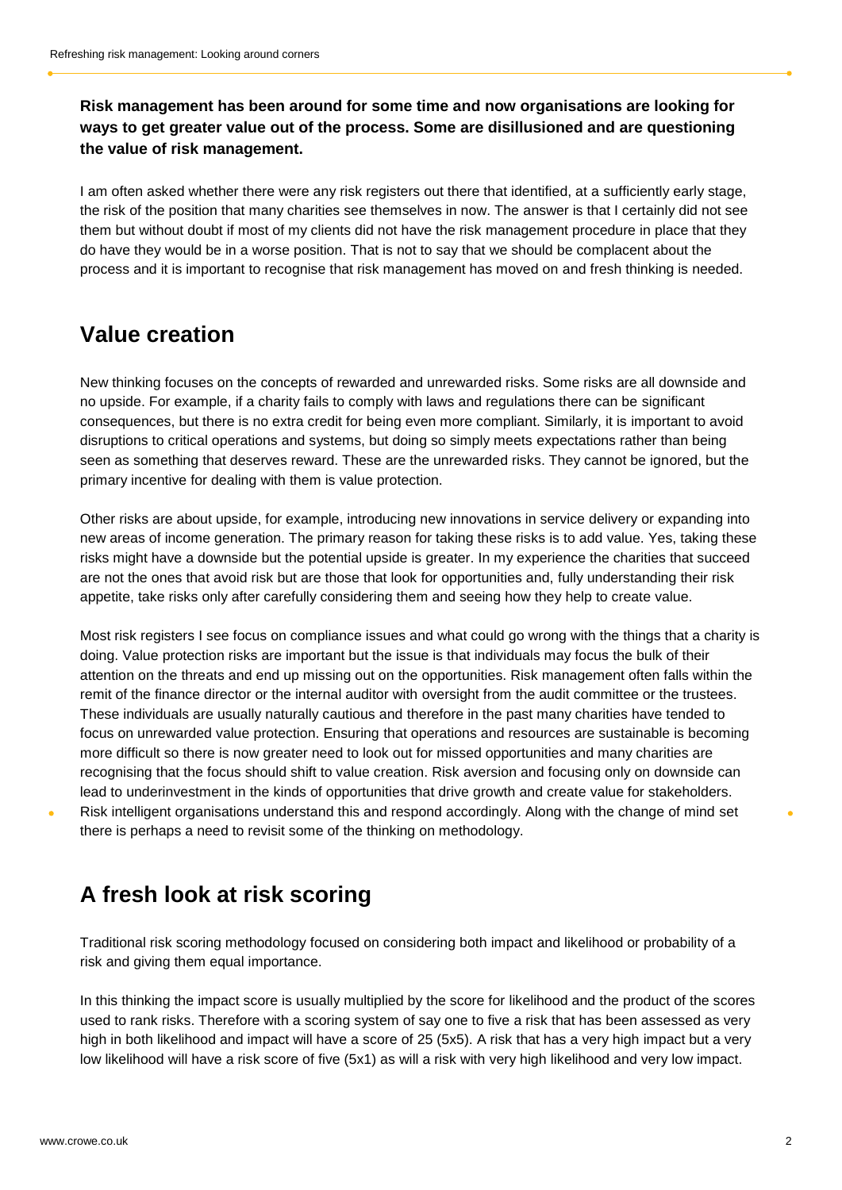**Risk management has been around for some time and now organisations are looking for ways to get greater value out of the process. Some are disillusioned and are questioning the value of risk management.**

I am often asked whether there were any risk registers out there that identified, at a sufficiently early stage, the risk of the position that many charities see themselves in now. The answer is that I certainly did not see them but without doubt if most of my clients did not have the risk management procedure in place that they do have they would be in a worse position. That is not to say that we should be complacent about the process and it is important to recognise that risk management has moved on and fresh thinking is needed.

## Value creation

New thinking focuses on the concepts of rewarded and unrewarded risks. Some risks are all downside and no upside. For example, if a charity fails to comply with laws and regulations there can be significant consequences, but there is no extra credit for being even more compliant. Similarly, it is important to avoid disruptions to critical operations and systems, but doing so simply meets expectations rather than being seen as something that deserves reward. These are the unrewarded risks. They cannot be ignored, but the primary incentive for dealing with them is value protection.

Other risks are about upside, for example, introducing new innovations in service delivery or expanding into new areas of income generation. The primary reason for taking these risks is to add value. Yes, taking these risks might have a downside but the potential upside is greater. In my experience the charities that succeed are not the ones that avoid risk but are those that look for opportunities and, fully understanding their risk appetite, take risks only after carefully considering them and seeing how they help to create value.

Most risk registers I see focus on compliance issues and what could go wrong with the things that a charity is doing. Value protection risks are important but the issue is that individuals may focus the bulk of their attention on the threats and end up missing out on the opportunities. Risk management often falls within the remit of the finance director or the internal auditor with oversight from the audit committee or the trustees. These individuals are usually naturally cautious and therefore in the past many charities have tended to focus on unrewarded value protection. Ensuring that operations and resources are sustainable is becoming more difficult so there is now greater need to look out for missed opportunities and many charities are recognising that the focus should shift to value creation. Risk aversion and focusing only on downside can lead to underinvestment in the kinds of opportunities that drive growth and create value for stakeholders. Risk intelligent organisations understand this and respond accordingly. Along with the change of mind set there is perhaps a need to revisit some of the thinking on methodology.

## A fresh look at risk scoring

Traditional risk scoring methodology focused on considering both impact and likelihood or probability of a risk and giving them equal importance.

In this thinking the impact score is usually multiplied by the score for likelihood and the product of the scores used to rank risks. Therefore with a scoring system of say one to five a risk that has been assessed as very high in both likelihood and impact will have a score of 25 (5x5). A risk that has a very high impact but a very low likelihood will have a risk score of five (5x1) as will a risk with very high likelihood and very low impact.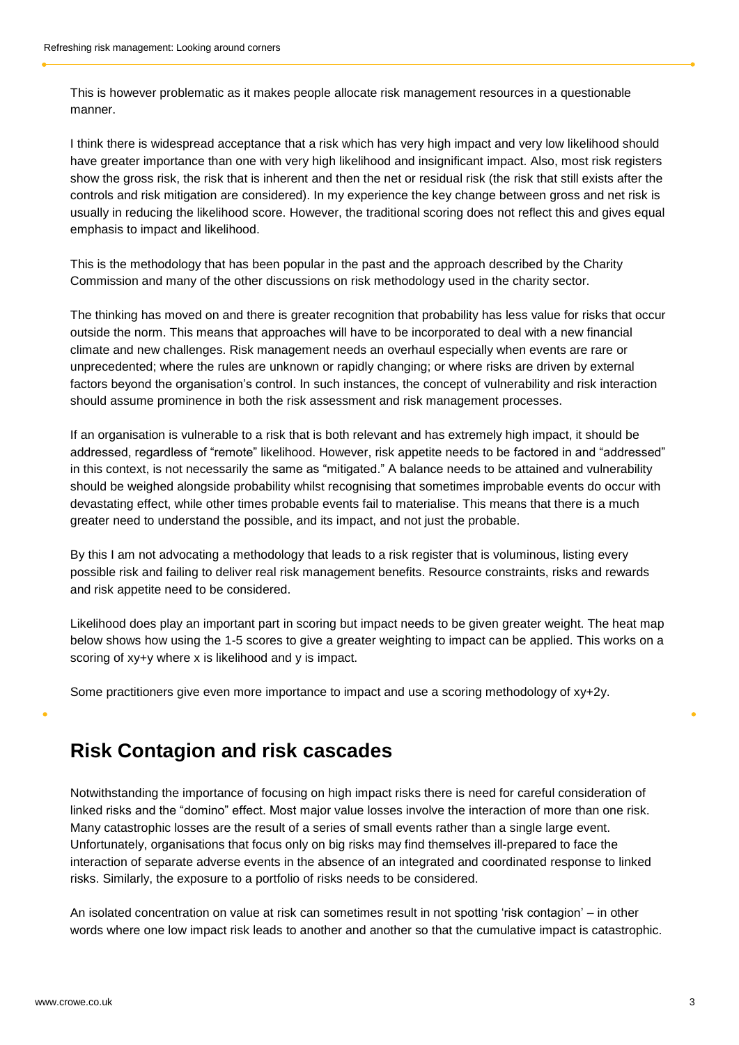This is however problematic as it makes people allocate risk management resources in a questionable manner.

I think there is widespread acceptance that a risk which has very high impact and very low likelihood should have greater importance than one with very high likelihood and insignificant impact. Also, most risk registers show the gross risk, the risk that is inherent and then the net or residual risk (the risk that still exists after the controls and risk mitigation are considered). In my experience the key change between gross and net risk is usually in reducing the likelihood score. However, the traditional scoring does not reflect this and gives equal emphasis to impact and likelihood.

This is the methodology that has been popular in the past and the approach described by the Charity Commission and many of the other discussions on risk methodology used in the charity sector.

The thinking has moved on and there is greater recognition that probability has less value for risks that occur outside the norm. This means that approaches will have to be incorporated to deal with a new financial climate and new challenges. Risk management needs an overhaul especially when events are rare or unprecedented; where the rules are unknown or rapidly changing; or where risks are driven by external factors beyond the organisation's control. In such instances, the concept of vulnerability and risk interaction should assume prominence in both the risk assessment and risk management processes.

If an organisation is vulnerable to a risk that is both relevant and has extremely high impact, it should be addressed, regardless of "remote" likelihood. However, risk appetite needs to be factored in and "addressed" in this context, is not necessarily the same as "mitigated." A balance needs to be attained and vulnerability should be weighed alongside probability whilst recognising that sometimes improbable events do occur with devastating effect, while other times probable events fail to materialise. This means that there is a much greater need to understand the possible, and its impact, and not just the probable.

By this I am not advocating a methodology that leads to a risk register that is voluminous, listing every possible risk and failing to deliver real risk management benefits. Resource constraints, risks and rewards and risk appetite need to be considered.

Likelihood does play an important part in scoring but impact needs to be given greater weight. The heat map below shows how using the 1-5 scores to give a greater weighting to impact can be applied. This works on a scoring of $xy+y$ where $x$ is likelihood and $y$ is impact.

Some practitioners give even more importance to impact and use a scoring methodology of $xy+2y$.

## Risk Contagion and risk cascades

Notwithstanding the importance of focusing on high impact risks there is need for careful consideration of linked risks and the "domino" effect. Most major value losses involve the interaction of more than one risk. Many catastrophic losses are the result of a series of small events rather than a single large event. Unfortunately, organisations that focus only on big risks may find themselves ill-prepared to face the interaction of separate adverse events in the absence of an integrated and coordinated response to linked risks. Similarly, the exposure to a portfolio of risks needs to be considered.

An isolated concentration on value at risk can sometimes result in not spotting 'risk contagion' – in other words where one low impact risk leads to another and another so that the cumulative impact is catastrophic.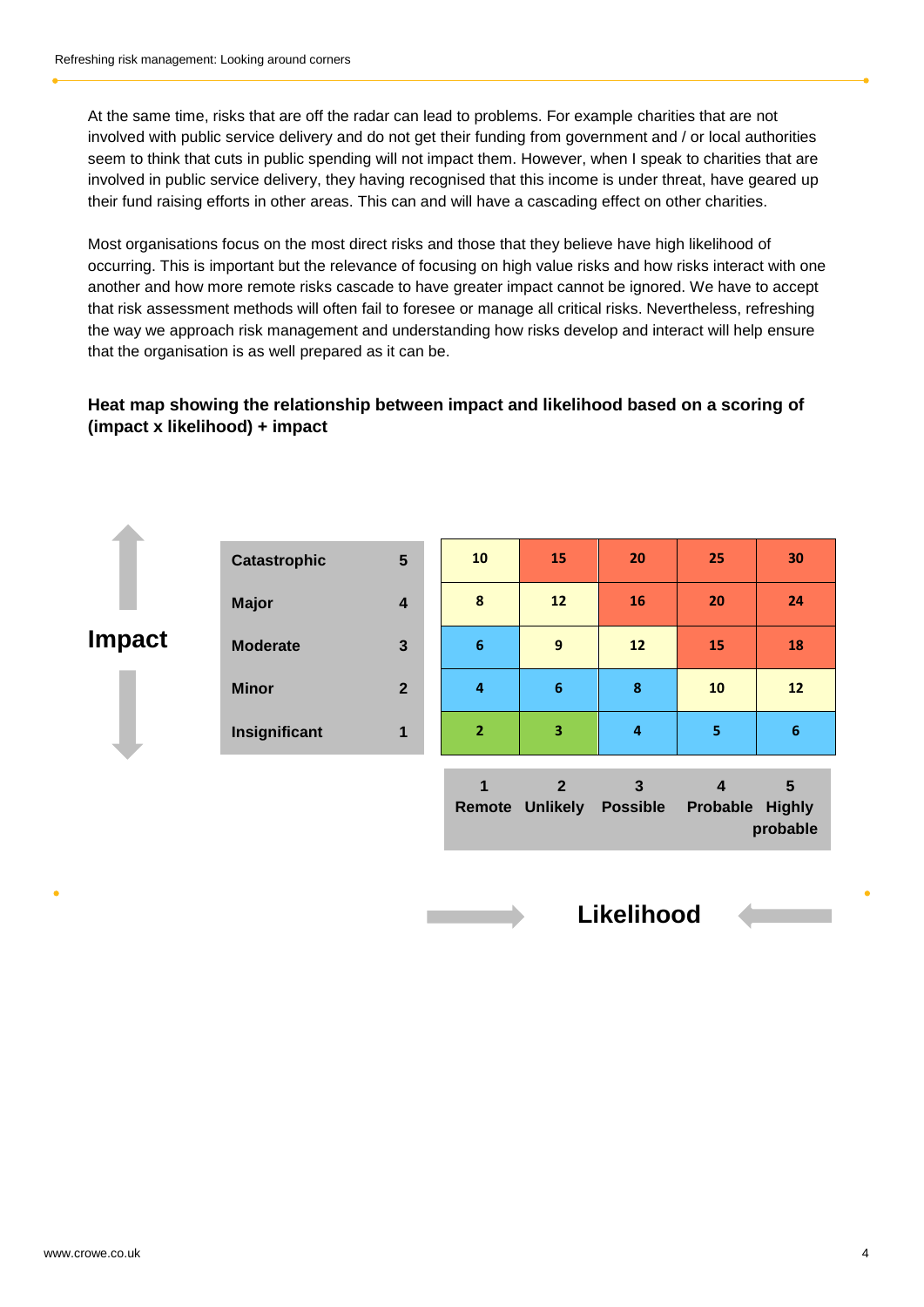At the same time, risks that are off the radar can lead to problems. For example charities that are not involved with public service delivery and do not get their funding from government and / or local authorities seem to think that cuts in public spending will not impact them. However, when I speak to charities that are involved in public service delivery, they having recognised that this income is under threat, have geared up their fund raising efforts in other areas. This can and will have a cascading effect on other charities.

Most organisations focus on the most direct risks and those that they believe have high likelihood of occurring. This is important but the relevance of focusing on high value risks and how risks interact with one another and how more remote risks cascade to have greater impact cannot be ignored. We have to accept that risk assessment methods will often fail to foresee or manage all critical risks. Nevertheless, refreshing the way we approach risk management and understanding how risks develop and interact will help ensure that the organisation is as well prepared as it can be.

**Heat map showing the relationship between impact and likelihood based on a scoring of (impact x likelihood) + impact**

| Impact | | 1 Remote | 2 Unlikely | 3 Possible | 4 Probable | 5 Highly probable |
|---|---|---|---|---|---|---|
| Catastrophic | 5 | 10 | 15 | 20 | 25 | 30 |
| Major | 4 | 8 | 12 | 16 | 20 | 24 |
| Moderate | 3 | 6 | 9 | 12 | 15 | 18 |
| Minor | 2 | 4 | 6 | 8 | 10 | 12 |
| Insignificant | 1 | 2 | 3 | 4 | 5 | 6 |

**Likelihood**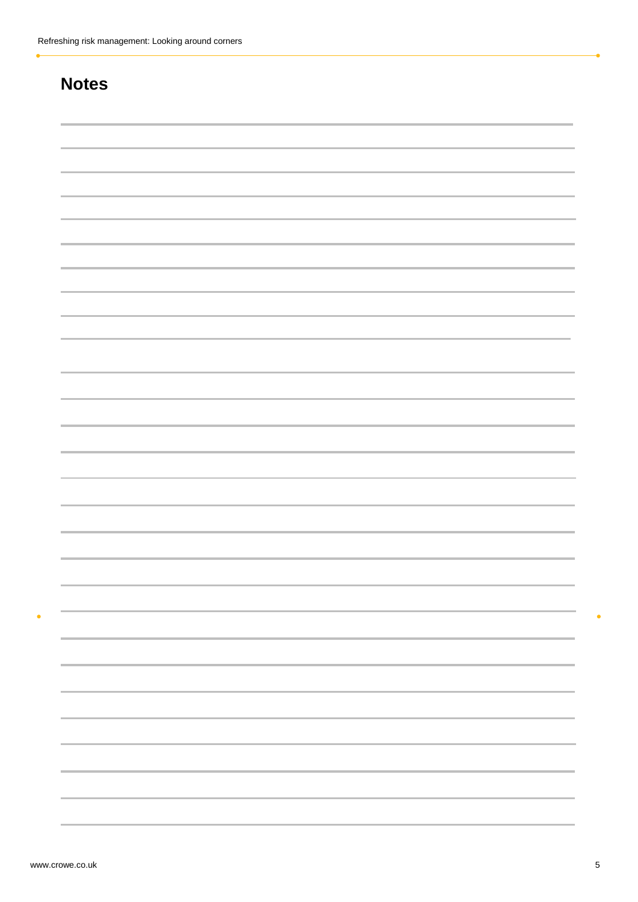## Notes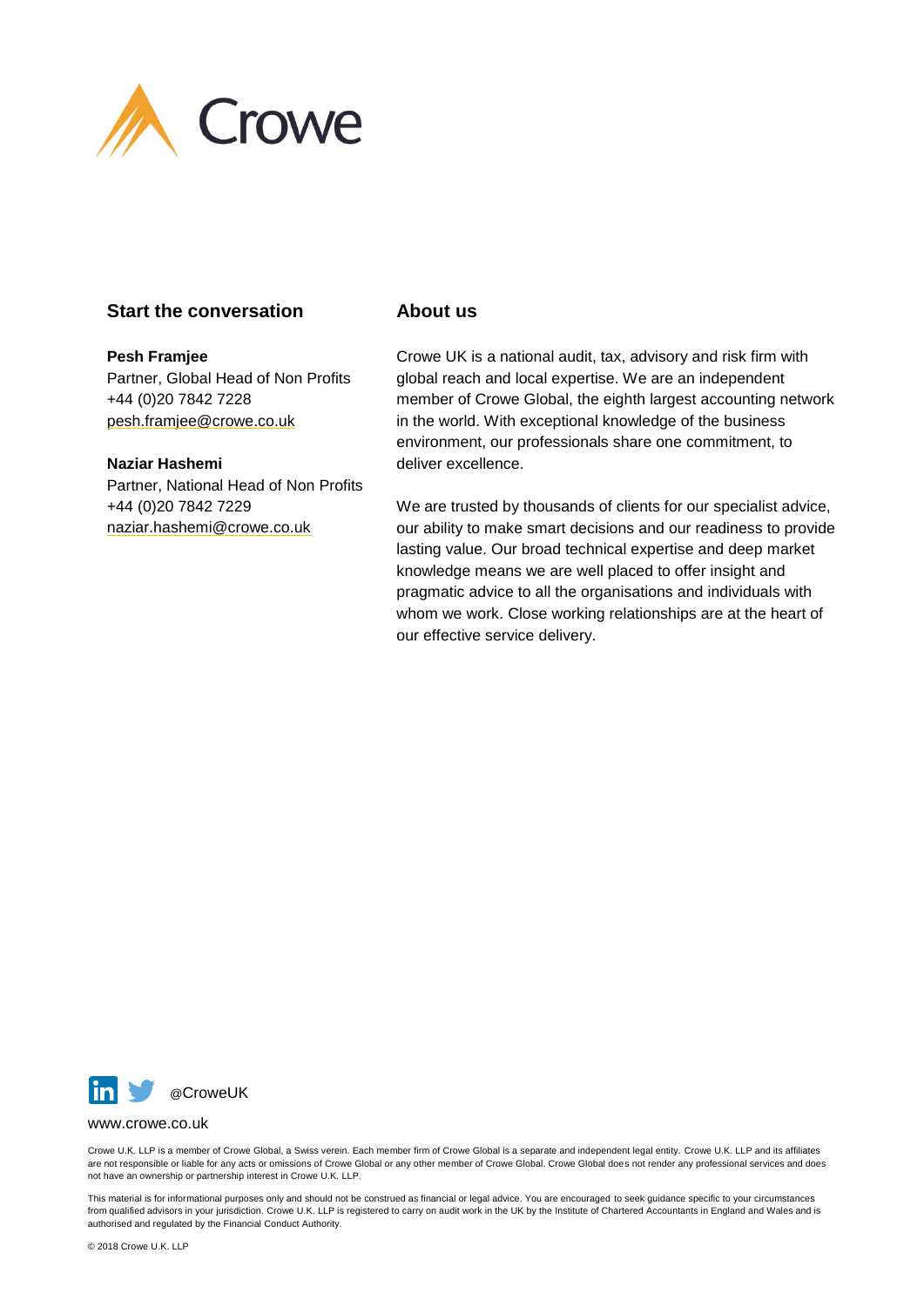Crowe

## Start the conversation

**Pesh Framjee**
Partner, Global Head of Non Profits
+44 (0)20 7842 7228
pesh.framjee@crowe.co.uk

**Naziar Hashemi**
Partner, National Head of Non Profits
+44 (0)20 7842 7229
naziar.hashemi@crowe.co.uk

## About us

Crowe UK is a national audit, tax, advisory and risk firm with global reach and local expertise. We are an independent member of Crowe Global, the eighth largest accounting network in the world. With exceptional knowledge of the business environment, our professionals share one commitment, to deliver excellence.

We are trusted by thousands of clients for our specialist advice, our ability to make smart decisions and our readiness to provide lasting value. Our broad technical expertise and deep market knowledge means we are well placed to offer insight and pragmatic advice to all the organisations and individuals with whom we work. Close working relationships are at the heart of our effective service delivery.

@CroweUK

www.crowe.co.uk

Crowe U.K. LLP is a member of Crowe Global, a Swiss verein. Each member firm of Crowe Global is a separate and independent legal entity. Crowe U.K. LLP and its affiliates are not responsible or liable for any acts or omissions of Crowe Global or any other member of Crowe Global. Crowe Global does not render any professional services and does not have an ownership or partnership interest in Crowe U.K. LLP.

This material is for informational purposes only and should not be construed as financial or legal advice. You are encouraged to seek guidance specific to your circumstances from qualified advisors in your jurisdiction. Crowe U.K. LLP is registered to carry on audit work in the UK by the Institute of Chartered Accountants in England and Wales and is authorised and regulated by the Financial Conduct Authority.

© 2018 Crowe U.K. LLP